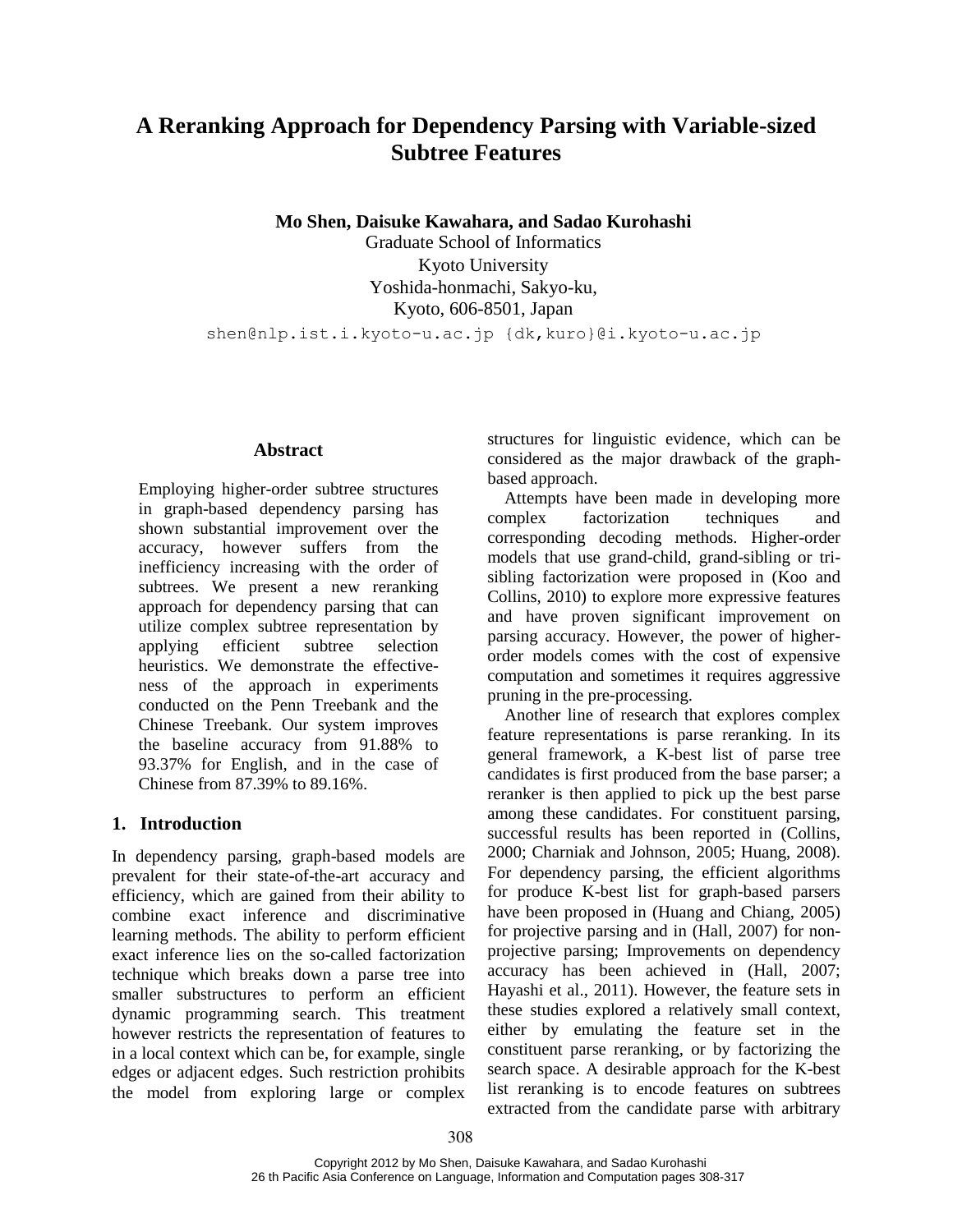# A Reranking Approach for Dependency Parsing with Variable-sized Subtree Features

**Mo Shen, Daisuke Kawahara, and Sadao Kurohashi**

Graduate School of Informatics
Kyoto University
Yoshida-honmachi, Sakyo-ku,
Kyoto, 606-8501, Japan

shen@nlp.ist.i.kyoto-u.ac.jp {dk,kuro}@i.kyoto-u.ac.jp

## Abstract

Employing higher-order subtree structures in graph-based dependency parsing has shown substantial improvement over the accuracy, however suffers from the inefficiency increasing with the order of subtrees. We present a new reranking approach for dependency parsing that can utilize complex subtree representation by applying efficient subtree selection heuristics. We demonstrate the effectiveness of the approach in experiments conducted on the Penn Treebank and the Chinese Treebank. Our system improves the baseline accuracy from 91.88% to 93.37% for English, and in the case of Chinese from 87.39% to 89.16%.

## 1. Introduction

In dependency parsing, graph-based models are prevalent for their state-of-the-art accuracy and efficiency, which are gained from their ability to combine exact inference and discriminative learning methods. The ability to perform efficient exact inference lies on the so-called factorization technique which breaks down a parse tree into smaller substructures to perform an efficient dynamic programming search. This treatment however restricts the representation of features to in a local context which can be, for example, single edges or adjacent edges. Such restriction prohibits the model from exploring large or complex structures for linguistic evidence, which can be considered as the major drawback of the graph-based approach.

Attempts have been made in developing more complex factorization techniques and corresponding decoding methods. Higher-order models that use grand-child, grand-sibling or tri-sibling factorization were proposed in (Koo and Collins, 2010) to explore more expressive features and have proven significant improvement on parsing accuracy. However, the power of higher-order models comes with the cost of expensive computation and sometimes it requires aggressive pruning in the pre-processing.

Another line of research that explores complex feature representations is parse reranking. In its general framework, a K-best list of parse tree candidates is first produced from the base parser; a reranker is then applied to pick up the best parse among these candidates. For constituent parsing, successful results has been reported in (Collins, 2000; Charniak and Johnson, 2005; Huang, 2008). For dependency parsing, the efficient algorithms for produce K-best list for graph-based parsers have been proposed in (Huang and Chiang, 2005) for projective parsing and in (Hall, 2007) for non-projective parsing; Improvements on dependency accuracy has been achieved in (Hall, 2007; Hayashi et al., 2011). However, the feature sets in these studies explored a relatively small context, either by emulating the feature set in the constituent parse reranking, or by factorizing the search space. A desirable approach for the K-best list reranking is to encode features on subtrees extracted from the candidate parse with arbitrary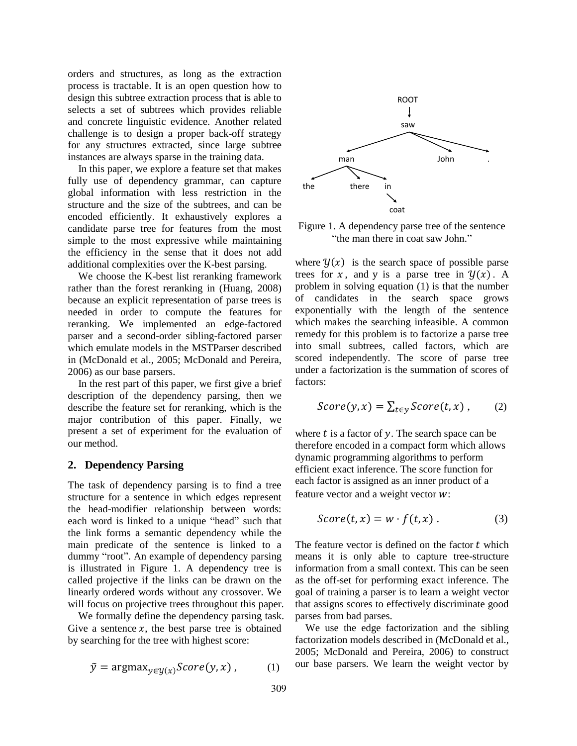orders and structures, as long as the extraction process is tractable. It is an open question how to design this subtree extraction process that is able to selects a set of subtrees which provides reliable and concrete linguistic evidence. Another related challenge is to design a proper back-off strategy for any structures extracted, since large subtree instances are always sparse in the training data.

In this paper, we explore a feature set that makes fully use of dependency grammar, can capture global information with less restriction in the structure and the size of the subtrees, and can be encoded efficiently. It exhaustively explores a candidate parse tree for features from the most simple to the most expressive while maintaining the efficiency in the sense that it does not add additional complexities over the K-best parsing.

We choose the K-best list reranking framework rather than the forest reranking in (Huang, 2008) because an explicit representation of parse trees is needed in order to compute the features for reranking. We implemented an edge-factored parser and a second-order sibling-factored parser which emulate models in the MSTParser described in (McDonald et al., 2005; McDonald and Pereira, 2006) as our base parsers.

In the rest part of this paper, we first give a brief description of the dependency parsing, then we describe the feature set for reranking, which is the major contribution of this paper. Finally, we present a set of experiment for the evaluation of our method.

## 2. Dependency Parsing

The task of dependency parsing is to find a tree structure for a sentence in which edges represent the head-modifier relationship between words: each word is linked to a unique "head" such that the link forms a semantic dependency while the main predicate of the sentence is linked to a dummy "root". An example of dependency parsing is illustrated in Figure 1. A dependency tree is called projective if the links can be drawn on the linearly ordered words without any crossover. We will focus on projective trees throughout this paper.

We formally define the dependency parsing task. Give a sentence $x$, the best parse tree is obtained by searching for the tree with highest score:

$$\tilde{y} = \text{argmax}_{y \in \mathcal{Y}(x)} Score(y, x) , \qquad (1)$$

ROOT → saw; saw → man, John, .; man → the, there, in; in → coat

Figure 1. A dependency parse tree of the sentence "the man there in coat saw John."

where $\mathcal{Y}(x)$ is the search space of possible parse trees for $x$, and y is a parse tree in $\mathcal{Y}(x)$. A problem in solving equation (1) is that the number of candidates in the search space grows exponentially with the length of the sentence which makes the searching infeasible. A common remedy for this problem is to factorize a parse tree into small subtrees, called factors, which are scored independently. The score of parse tree under a factorization is the summation of scores of factors:

$$Score(y, x) = \sum_{t \in y} Score(t, x) , \qquad (2)$$

where $t$ is a factor of $y$. The search space can be therefore encoded in a compact form which allows dynamic programming algorithms to perform efficient exact inference. The score function for each factor is assigned as an inner product of a feature vector and a weight vector $w$:

$$Score(t, x) = w \cdot f(t, x) . \qquad (3)$$

The feature vector is defined on the factor $t$ which means it is only able to capture tree-structure information from a small context. This can be seen as the off-set for performing exact inference. The goal of training a parser is to learn a weight vector that assigns scores to effectively discriminate good parses from bad parses.

We use the edge factorization and the sibling factorization models described in (McDonald et al., 2005; McDonald and Pereira, 2006) to construct our base parsers. We learn the weight vector by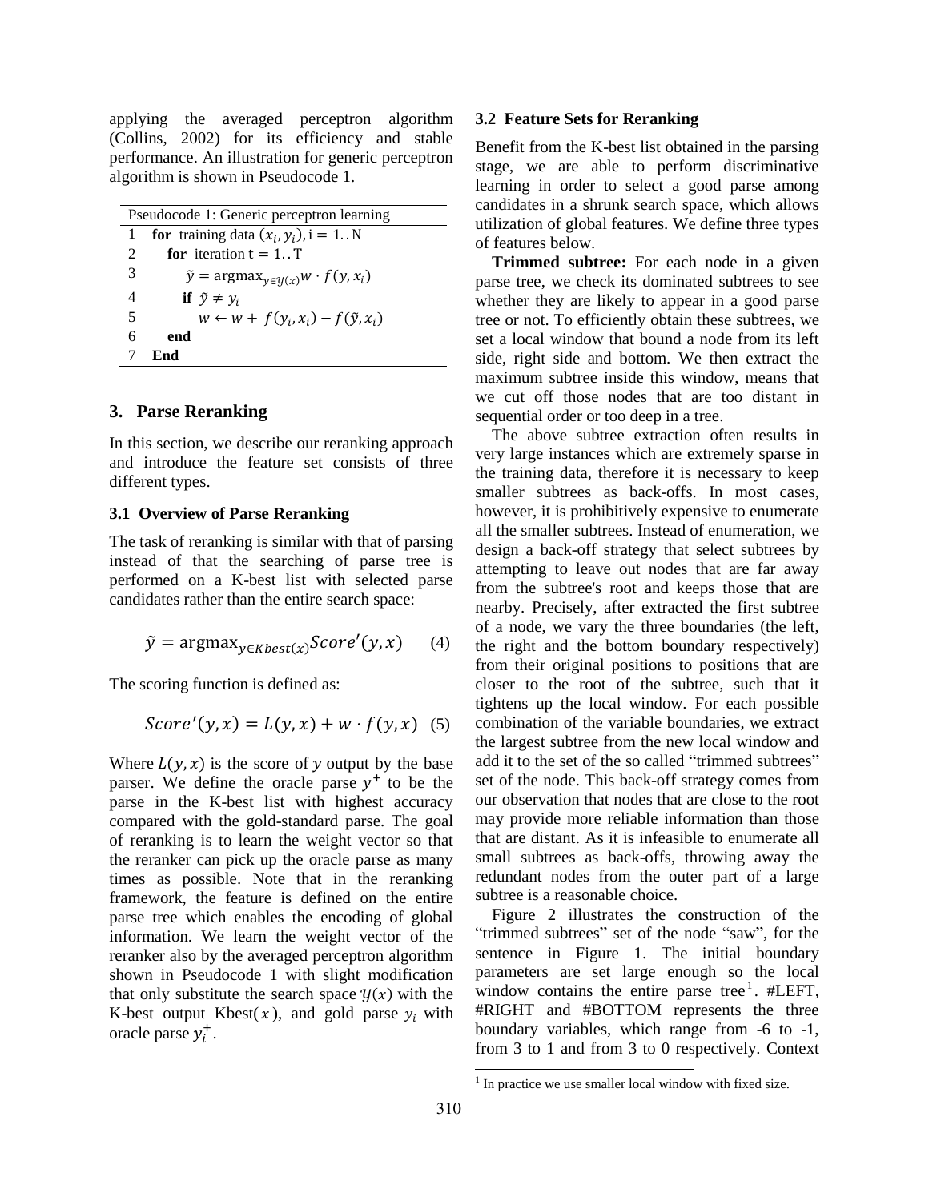applying the averaged perceptron algorithm (Collins, 2002) for its efficiency and stable performance. An illustration for generic perceptron algorithm is shown in Pseudocode 1.

```
Pseudocode 1: Generic perceptron learning
1  for training data (x_i, y_i), i = 1..N
2    for iteration t = 1..T
3      ỹ = argmax_{y∈Y(x)} w · f(y, x_i)
4      if ỹ ≠ y_i
5        w ← w + f(y_i, x_i) − f(ỹ, x_i)
6    end
7  End
```

## 3. Parse Reranking

In this section, we describe our reranking approach and introduce the feature set consists of three different types.

### 3.1 Overview of Parse Reranking

The task of reranking is similar with that of parsing instead of that the searching of parse tree is performed on a K-best list with selected parse candidates rather than the entire search space:

$$\tilde{y} = \text{argmax}_{y \in Kbest(x)} Score'(y, x) \qquad (4)$$

The scoring function is defined as:

$$Score'(y, x) = L(y, x) + w \cdot f(y, x) \quad (5)$$

Where $L(y, x)$ is the score of $y$ output by the base parser. We define the oracle parse $y^+$ to be the parse in the K-best list with highest accuracy compared with the gold-standard parse. The goal of reranking is to learn the weight vector so that the reranker can pick up the oracle parse as many times as possible. Note that in the reranking framework, the feature is defined on the entire parse tree which enables the encoding of global information. We learn the weight vector of the reranker also by the averaged perceptron algorithm shown in Pseudocode 1 with slight modification that only substitute the search space $\mathcal{Y}(x)$ with the K-best output $\text{Kbest}(x)$, and gold parse $y_i$ with oracle parse $y_i^+$.

### 3.2 Feature Sets for Reranking

Benefit from the K-best list obtained in the parsing stage, we are able to perform discriminative learning in order to select a good parse among candidates in a shrunk search space, which allows utilization of global features. We define three types of features below.

**Trimmed subtree:** For each node in a given parse tree, we check its dominated subtrees to see whether they are likely to appear in a good parse tree or not. To efficiently obtain these subtrees, we set a local window that bound a node from its left side, right side and bottom. We then extract the maximum subtree inside this window, means that we cut off those nodes that are too distant in sequential order or too deep in a tree.

The above subtree extraction often results in very large instances which are extremely sparse in the training data, therefore it is necessary to keep smaller subtrees as back-offs. In most cases, however, it is prohibitively expensive to enumerate all the smaller subtrees. Instead of enumeration, we design a back-off strategy that select subtrees by attempting to leave out nodes that are far away from the subtree's root and keeps those that are nearby. Precisely, after extracted the first subtree of a node, we vary the three boundaries (the left, the right and the bottom boundary respectively) from their original positions to positions that are closer to the root of the subtree, such that it tightens up the local window. For each possible combination of the variable boundaries, we extract the largest subtree from the new local window and add it to the set of the so called "trimmed subtrees" set of the node. This back-off strategy comes from our observation that nodes that are close to the root may provide more reliable information than those that are distant. As it is infeasible to enumerate all small subtrees as back-offs, throwing away the redundant nodes from the outer part of a large subtree is a reasonable choice.

Figure 2 illustrates the construction of the "trimmed subtrees" set of the node "saw", for the sentence in Figure 1. The initial boundary parameters are set large enough so the local window contains the entire parse tree[1]. #LEFT, #RIGHT and #BOTTOM represents the three boundary variables, which range from -6 to -1, from 3 to 1 and from 3 to 0 respectively. Context

[1] In practice we use smaller local window with fixed size.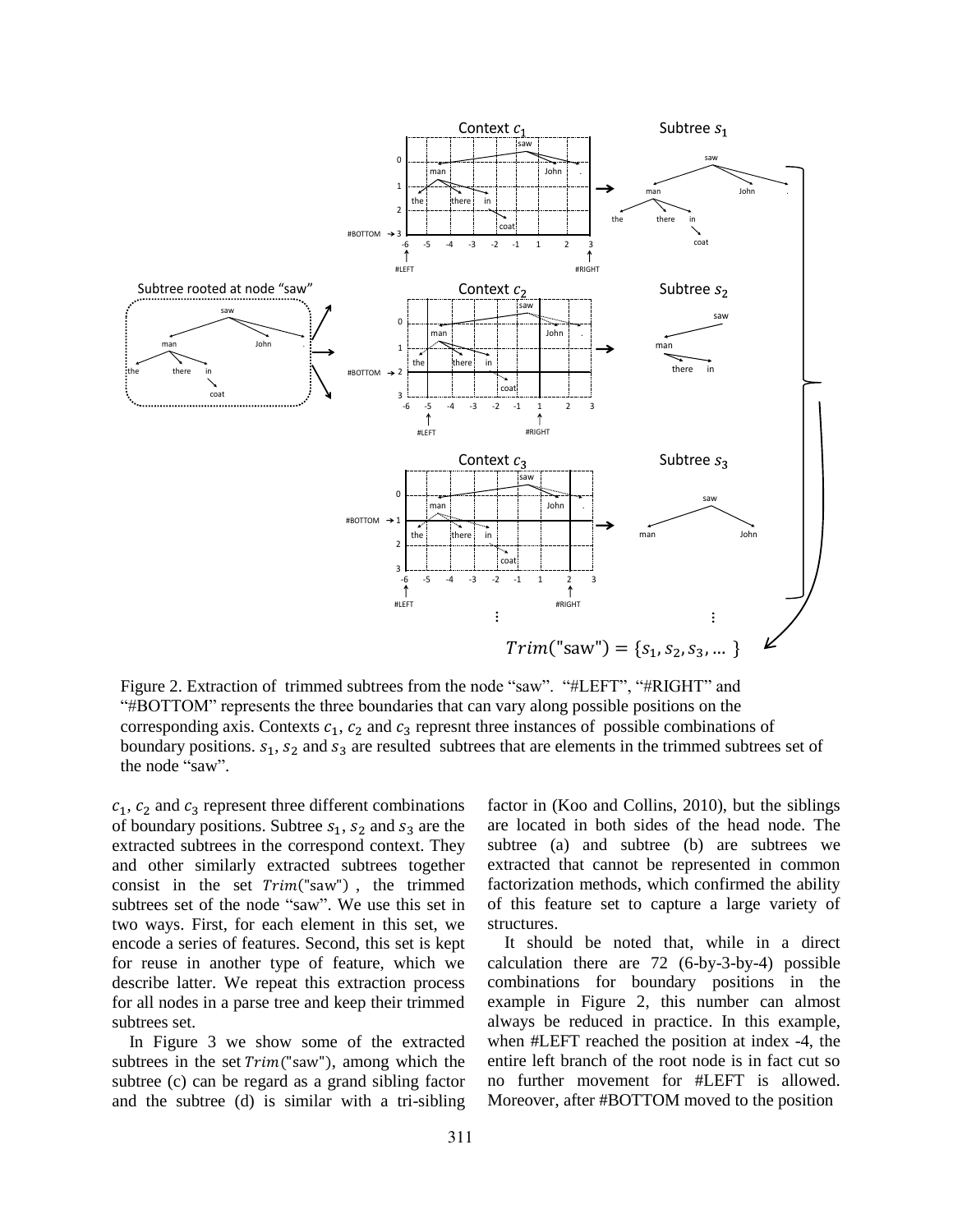Figure 2. Extraction of trimmed subtrees from the node "saw". "#LEFT", "#RIGHT" and "#BOTTOM" represents the three boundaries that can vary along possible positions on the corresponding axis. Contexts $c_1$, $c_2$ and $c_3$ represnt three instances of possible combinations of boundary positions. $s_1$, $s_2$ and $s_3$ are resulted subtrees that are elements in the trimmed subtrees set of the node "saw".

$c_1$, $c_2$ and $c_3$ represent three different combinations of boundary positions. Subtree $s_1$, $s_2$ and $s_3$ are the extracted subtrees in the correspond context. They and other similarly extracted subtrees together consist in the set $Trim(\text{"saw"})$, the trimmed subtrees set of the node "saw". We use this set in two ways. First, for each element in this set, we encode a series of features. Second, this set is kept for reuse in another type of feature, which we describe latter. We repeat this extraction process for all nodes in a parse tree and keep their trimmed subtrees set.

In Figure 3 we show some of the extracted subtrees in the set $Trim(\text{"saw"})$, among which the subtree (c) can be regard as a grand sibling factor and the subtree (d) is similar with a tri-sibling factor in (Koo and Collins, 2010), but the siblings are located in both sides of the head node. The subtree (a) and subtree (b) are subtrees we extracted that cannot be represented in common factorization methods, which confirmed the ability of this feature set to capture a large variety of structures.

It should be noted that, while in a direct calculation there are 72 (6-by-3-by-4) possible combinations for boundary positions in the example in Figure 2, this number can almost always be reduced in practice. In this example, when #LEFT reached the position at index -4, the entire left branch of the root node is in fact cut so no further movement for #LEFT is allowed. Moreover, after #BOTTOM moved to the position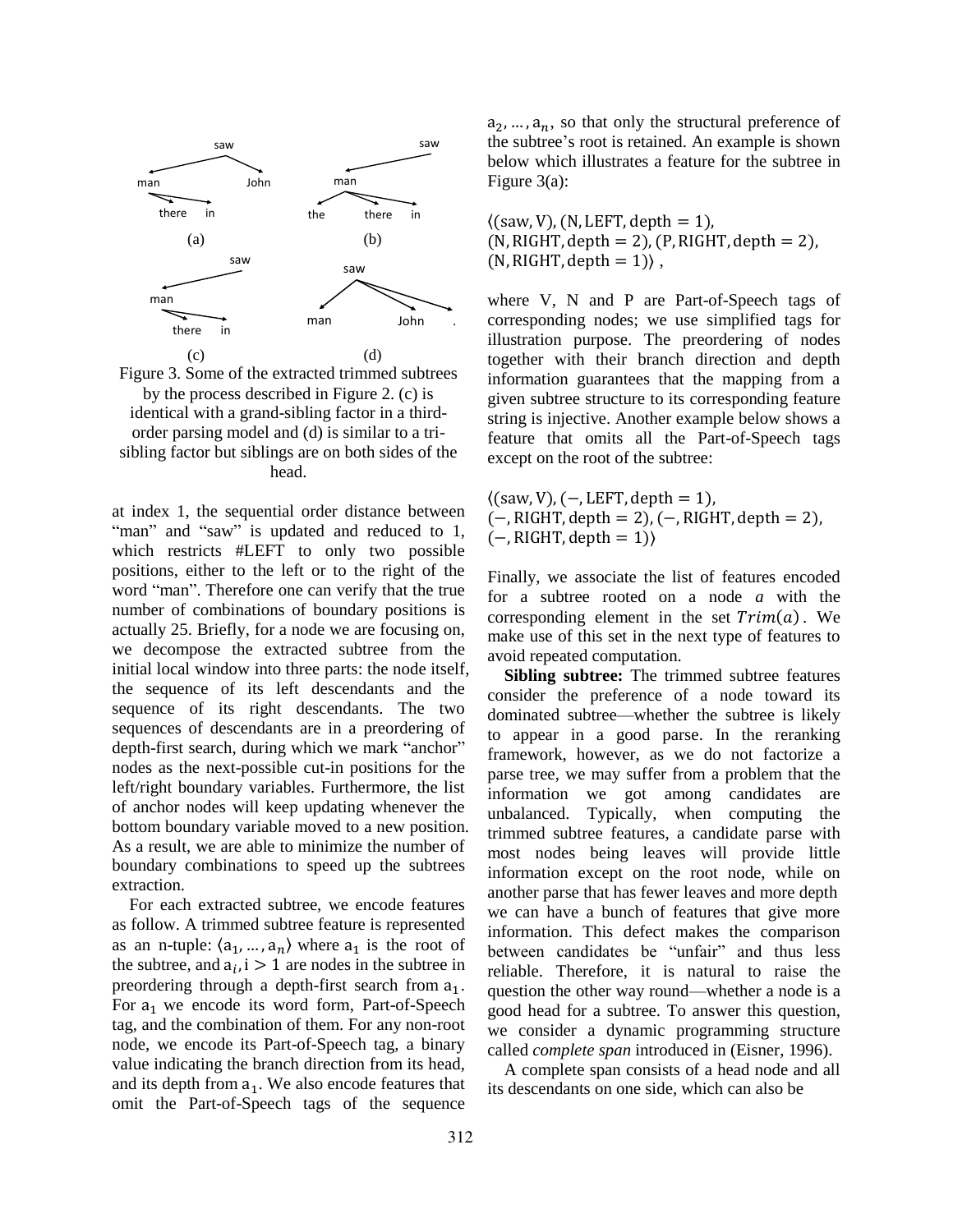Figure 3. Some of the extracted trimmed subtrees by the process described in Figure 2. (c) is identical with a grand-sibling factor in a third-order parsing model and (d) is similar to a tri-sibling factor but siblings are on both sides of the head.

at index 1, the sequential order distance between "man" and "saw" is updated and reduced to 1, which restricts #LEFT to only two possible positions, either to the left or to the right of the word "man". Therefore one can verify that the true number of combinations of boundary positions is actually 25. Briefly, for a node we are focusing on, we decompose the extracted subtree from the initial local window into three parts: the node itself, the sequence of its left descendants and the sequence of its right descendants. The two sequences of descendants are in a preordering of depth-first search, during which we mark "anchor" nodes as the next-possible cut-in positions for the left/right boundary variables. Furthermore, the list of anchor nodes will keep updating whenever the bottom boundary variable moved to a new position. As a result, we are able to minimize the number of boundary combinations to speed up the subtrees extraction.

For each extracted subtree, we encode features as follow. A trimmed subtree feature is represented as an n-tuple: $\langle a_1, \ldots, a_n \rangle$ where $a_1$ is the root of the subtree, and $a_i, i > 1$ are nodes in the subtree in preordering through a depth-first search from $a_1$. For $a_1$ we encode its word form, Part-of-Speech tag, and the combination of them. For any non-root node, we encode its Part-of-Speech tag, a binary value indicating the branch direction from its head, and its depth from $a_1$. We also encode features that omit the Part-of-Speech tags of the sequence $a_2, \ldots, a_n$, so that only the structural preference of the subtree's root is retained. An example is shown below which illustrates a feature for the subtree in Figure 3(a):

$$\langle (\text{saw}, \text{V}), (\text{N}, \text{LEFT}, \text{depth} = 1), (\text{N}, \text{RIGHT}, \text{depth} = 2), (\text{P}, \text{RIGHT}, \text{depth} = 2), (\text{N}, \text{RIGHT}, \text{depth} = 1) \rangle,$$

where V, N and P are Part-of-Speech tags of corresponding nodes; we use simplified tags for illustration purpose. The preordering of nodes together with their branch direction and depth information guarantees that the mapping from a given subtree structure to its corresponding feature string is injective. Another example below shows a feature that omits all the Part-of-Speech tags except on the root of the subtree:

$$\langle (\text{saw}, \text{V}), (-, \text{LEFT}, \text{depth} = 1), (-, \text{RIGHT}, \text{depth} = 2), (-, \text{RIGHT}, \text{depth} = 2), (-, \text{RIGHT}, \text{depth} = 1) \rangle$$

Finally, we associate the list of features encoded for a subtree rooted on a node *a* with the corresponding element in the set $Trim(a)$. We make use of this set in the next type of features to avoid repeated computation.

**Sibling subtree:** The trimmed subtree features consider the preference of a node toward its dominated subtree—whether the subtree is likely to appear in a good parse. In the reranking framework, however, as we do not factorize a parse tree, we may suffer from a problem that the information we got among candidates are unbalanced. Typically, when computing the trimmed subtree features, a candidate parse with most nodes being leaves will provide little information except on the root node, while on another parse that has fewer leaves and more depth we can have a bunch of features that give more information. This defect makes the comparison between candidates be "unfair" and thus less reliable. Therefore, it is natural to raise the question the other way round—whether a node is a good head for a subtree. To answer this question, we consider a dynamic programming structure called *complete span* introduced in (Eisner, 1996).

A complete span consists of a head node and all its descendants on one side, which can also be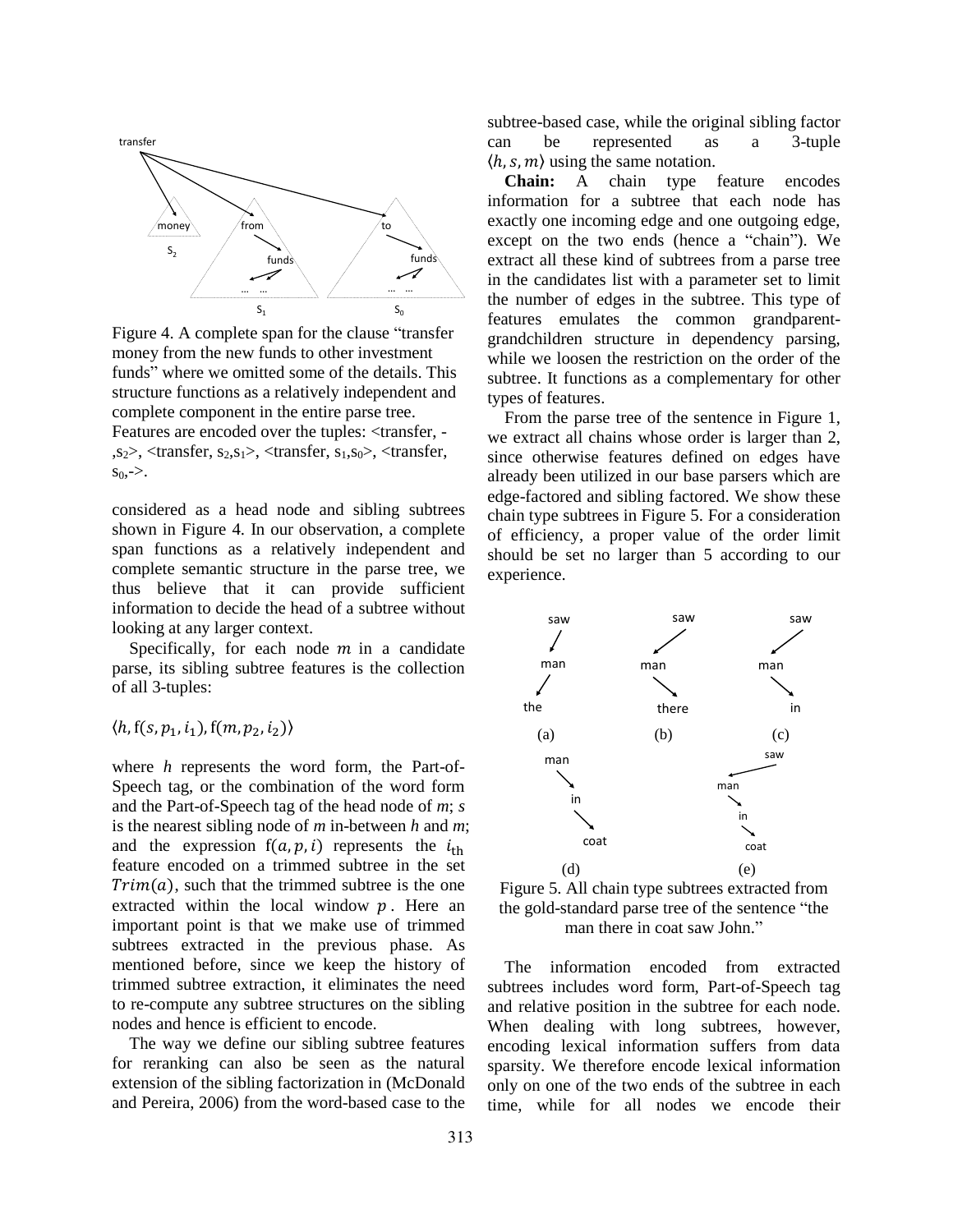Figure 4. A complete span for the clause "transfer money from the new funds to other investment funds" where we omitted some of the details. This structure functions as a relatively independent and complete component in the entire parse tree. Features are encoded over the tuples: <transfer, -, $s_2$>, <transfer, $s_2$,$s_1$>, <transfer, $s_1$,$s_0$>, <transfer, $s_0$,->.

considered as a head node and sibling subtrees shown in Figure 4. In our observation, a complete span functions as a relatively independent and complete semantic structure in the parse tree, we thus believe that it can provide sufficient information to decide the head of a subtree without looking at any larger context.

Specifically, for each node $m$ in a candidate parse, its sibling subtree features is the collection of all 3-tuples:

$$\langle h, \mathrm{f}(s, p_1, i_1), \mathrm{f}(m, p_2, i_2) \rangle$$

where *h* represents the word form, the Part-of-Speech tag, or the combination of the word form and the Part-of-Speech tag of the head node of *m*; *s* is the nearest sibling node of *m* in-between *h* and *m*; and the expression $\mathrm{f}(a, p, i)$ represents the $i_{\mathrm{th}}$ feature encoded on a trimmed subtree in the set $Trim(a)$, such that the trimmed subtree is the one extracted within the local window $p$. Here an important point is that we make use of trimmed subtrees extracted in the previous phase. As mentioned before, since we keep the history of trimmed subtree extraction, it eliminates the need to re-compute any subtree structures on the sibling nodes and hence is efficient to encode.

The way we define our sibling subtree features for reranking can also be seen as the natural extension of the sibling factorization in (McDonald and Pereira, 2006) from the word-based case to the subtree-based case, while the original sibling factor can be represented as a 3-tuple $\langle h, s, m \rangle$ using the same notation.

**Chain:** A chain type feature encodes information for a subtree that each node has exactly one incoming edge and one outgoing edge, except on the two ends (hence a "chain"). We extract all these kind of subtrees from a parse tree in the candidates list with a parameter set to limit the number of edges in the subtree. This type of features emulates the common grandparent-grandchildren structure in dependency parsing, while we loosen the restriction on the order of the subtree. It functions as a complementary for other types of features.

From the parse tree of the sentence in Figure 1, we extract all chains whose order is larger than 2, since otherwise features defined on edges have already been utilized in our base parsers which are edge-factored and sibling factored. We show these chain type subtrees in Figure 5. For a consideration of efficiency, a proper value of the order limit should be set no larger than 5 according to our experience.

Figure 5. All chain type subtrees extracted from the gold-standard parse tree of the sentence "the man there in coat saw John."

The information encoded from extracted subtrees includes word form, Part-of-Speech tag and relative position in the subtree for each node. When dealing with long subtrees, however, encoding lexical information suffers from data sparsity. We therefore encode lexical information only on one of the two ends of the subtree in each time, while for all nodes we encode their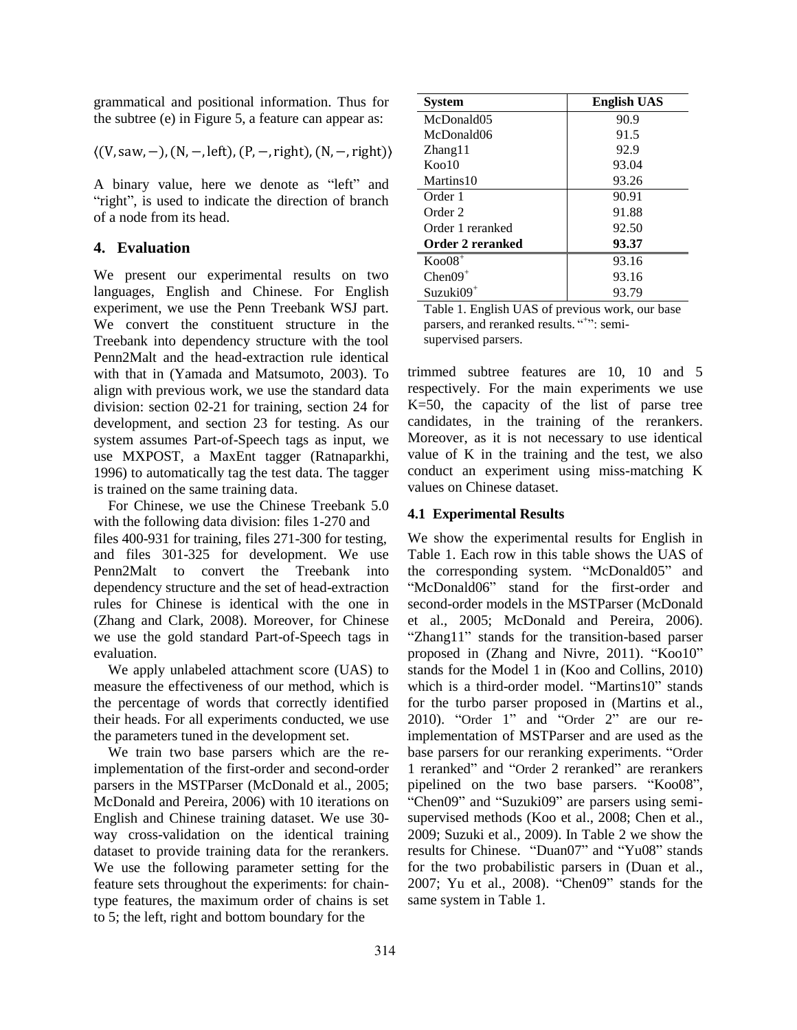grammatical and positional information. Thus for the subtree (e) in Figure 5, a feature can appear as:

$$\langle(\mathrm{V}, \mathrm{saw}, -), (\mathrm{N}, -, \mathrm{left}), (\mathrm{P}, -, \mathrm{right}), (\mathrm{N}, -, \mathrm{right})\rangle$$

A binary value, here we denote as "left" and "right", is used to indicate the direction of branch of a node from its head.

## 4. Evaluation

We present our experimental results on two languages, English and Chinese. For English experiment, we use the Penn Treebank WSJ part. We convert the constituent structure in the Treebank into dependency structure with the tool Penn2Malt and the head-extraction rule identical with that in (Yamada and Matsumoto, 2003). To align with previous work, we use the standard data division: section 02-21 for training, section 24 for development, and section 23 for testing. As our system assumes Part-of-Speech tags as input, we use MXPOST, a MaxEnt tagger (Ratnaparkhi, 1996) to automatically tag the test data. The tagger is trained on the same training data.

For Chinese, we use the Chinese Treebank 5.0 with the following data division: files 1-270 and files 400-931 for training, files 271-300 for testing, and files 301-325 for development. We use Penn2Malt to convert the Treebank into dependency structure and the set of head-extraction rules for Chinese is identical with the one in (Zhang and Clark, 2008). Moreover, for Chinese we use the gold standard Part-of-Speech tags in evaluation.

We apply unlabeled attachment score (UAS) to measure the effectiveness of our method, which is the percentage of words that correctly identified their heads. For all experiments conducted, we use the parameters tuned in the development set.

We train two base parsers which are the re-implementation of the first-order and second-order parsers in the MSTParser (McDonald et al., 2005; McDonald and Pereira, 2006) with 10 iterations on English and Chinese training dataset. We use 30-way cross-validation on the identical training dataset to provide training data for the rerankers. We use the following parameter setting for the feature sets throughout the experiments: for chain-type features, the maximum order of chains is set to 5; the left, right and bottom boundary for the trimmed subtree features are 10, 10 and 5 respectively. For the main experiments we use K=50, the capacity of the list of parse tree candidates, in the training of the rerankers. Moreover, as it is not necessary to use identical value of K in the training and the test, we also conduct an experiment using miss-matching K values on Chinese dataset.

| System | English UAS |
|---|---|
| McDonald05 | 90.9 |
| McDonald06 | 91.5 |
| Zhang11 | 92.9 |
| Koo10 | 93.04 |
| Martins10 | 93.26 |
| Order 1 | 90.91 |
| Order 2 | 91.88 |
| Order 1 reranked | 92.50 |
| **Order 2 reranked** | **93.37** |
| Koo08+ | 93.16 |
| Chen09+ | 93.16 |
| Suzuki09+ | 93.79 |

Table 1. English UAS of previous work, our base parsers, and reranked results. "+": semi-supervised parsers.

### 4.1 Experimental Results

We show the experimental results for English in Table 1. Each row in this table shows the UAS of the corresponding system. "McDonald05" and "McDonald06" stand for the first-order and second-order models in the MSTParser (McDonald et al., 2005; McDonald and Pereira, 2006). "Zhang11" stands for the transition-based parser proposed in (Zhang and Nivre, 2011). "Koo10" stands for the Model 1 in (Koo and Collins, 2010) which is a third-order model. "Martins10" stands for the turbo parser proposed in (Martins et al., 2010). "Order 1" and "Order 2" are our re-implementation of MSTParser and are used as the base parsers for our reranking experiments. "Order 1 reranked" and "Order 2 reranked" are rerankers pipelined on the two base parsers. "Koo08", "Chen09" and "Suzuki09" are parsers using semi-supervised methods (Koo et al., 2008; Chen et al., 2009; Suzuki et al., 2009). In Table 2 we show the results for Chinese. "Duan07" and "Yu08" stands for the two probabilistic parsers in (Duan et al., 2007; Yu et al., 2008). "Chen09" stands for the same system in Table 1.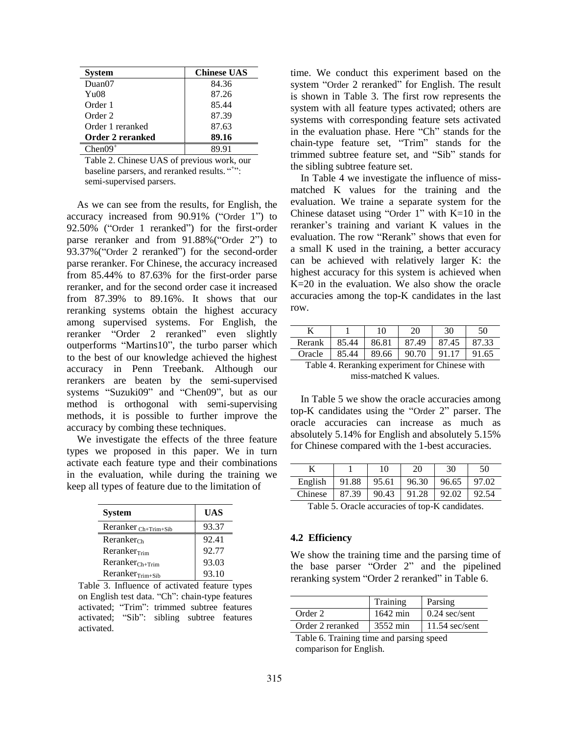| System | Chinese UAS |
|---|---|
| Duan07 | 84.36 |
| Yu08 | 87.26 |
| Order 1 | 85.44 |
| Order 2 | 87.39 |
| Order 1 reranked | 87.63 |
| **Order 2 reranked** | **89.16** |
| Chen09[+] | 89.91 |

Table 2. Chinese UAS of previous work, our baseline parsers, and reranked results. "+": semi-supervised parsers.

As we can see from the results, for English, the accuracy increased from 90.91% ("Order 1") to 92.50% ("Order 1 reranked") for the first-order parse reranker and from 91.88%("Order 2") to 93.37%("Order 2 reranked") for the second-order parse reranker. For Chinese, the accuracy increased from 85.44% to 87.63% for the first-order parse reranker, and for the second order case it increased from 87.39% to 89.16%. It shows that our reranking systems obtain the highest accuracy among supervised systems. For English, the reranker "Order 2 reranked" even slightly outperforms "Martins10", the turbo parser which to the best of our knowledge achieved the highest accuracy in Penn Treebank. Although our rerankers are beaten by the semi-supervised systems "Suzuki09" and "Chen09", but as our method is orthogonal with semi-supervising methods, it is possible to further improve the accuracy by combing these techniques.

We investigate the effects of the three feature types we proposed in this paper. We in turn activate each feature type and their combinations in the evaluation, while during the training we keep all types of feature due to the limitation of time. We conduct this experiment based on the system "Order 2 reranked" for English. The result is shown in Table 3. The first row represents the system with all feature types activated; others are systems with corresponding feature sets activated in the evaluation phase. Here "Ch" stands for the chain-type feature set, "Trim" stands for the trimmed subtree feature set, and "Sib" stands for the sibling subtree feature set.

| System | UAS |
|---|---|
| $\text{Reranker}_{\text{Ch+Trim+Sib}}$ | 93.37 |
| $\text{Reranker}_{\text{Ch}}$ | 92.41 |
| $\text{Reranker}_{\text{Trim}}$ | 92.77 |
| $\text{Reranker}_{\text{Ch+Trim}}$ | 93.03 |
| $\text{Reranker}_{\text{Trim+Sib}}$ | 93.10 |

Table 3. Influence of activated feature types on English test data. "Ch": chain-type features activated; "Trim": trimmed subtree features activated; "Sib": sibling subtree features activated.

In Table 4 we investigate the influence of miss-matched K values for the training and the evaluation. We traine a separate system for the Chinese dataset using "Order 1" with K=10 in the reranker's training and variant K values in the evaluation. The row "Rerank" shows that even for a small K used in the training, a better accuracy can be achieved with relatively larger K: the highest accuracy for this system is achieved when K=20 in the evaluation. We also show the oracle accuracies among the top-K candidates in the last row.

| K | 1 | 10 | 20 | 30 | 50 |
|---|---|---|---|---|---|
| Rerank | 85.44 | 86.81 | 87.49 | 87.45 | 87.33 |
| Oracle | 85.44 | 89.66 | 90.70 | 91.17 | 91.65 |

Table 4. Reranking experiment for Chinese with miss-matched K values.

In Table 5 we show the oracle accuracies among top-K candidates using the "Order 2" parser. The oracle accuracies can increase as much as absolutely 5.14% for English and absolutely 5.15% for Chinese compared with the 1-best accuracies.

| K | 1 | 10 | 20 | 30 | 50 |
|---|---|---|---|---|---|
| English | 91.88 | 95.61 | 96.30 | 96.65 | 97.02 |
| Chinese | 87.39 | 90.43 | 91.28 | 92.02 | 92.54 |

Table 5. Oracle accuracies of top-K candidates.

### 4.2 Efficiency

We show the training time and the parsing time of the base parser "Order 2" and the pipelined reranking system "Order 2 reranked" in Table 6.

| | Training | Parsing |
|---|---|---|
| Order 2 | 1642 min | 0.24 sec/sent |
| Order 2 reranked | 3552 min | 11.54 sec/sent |

Table 6. Training time and parsing speed comparison for English.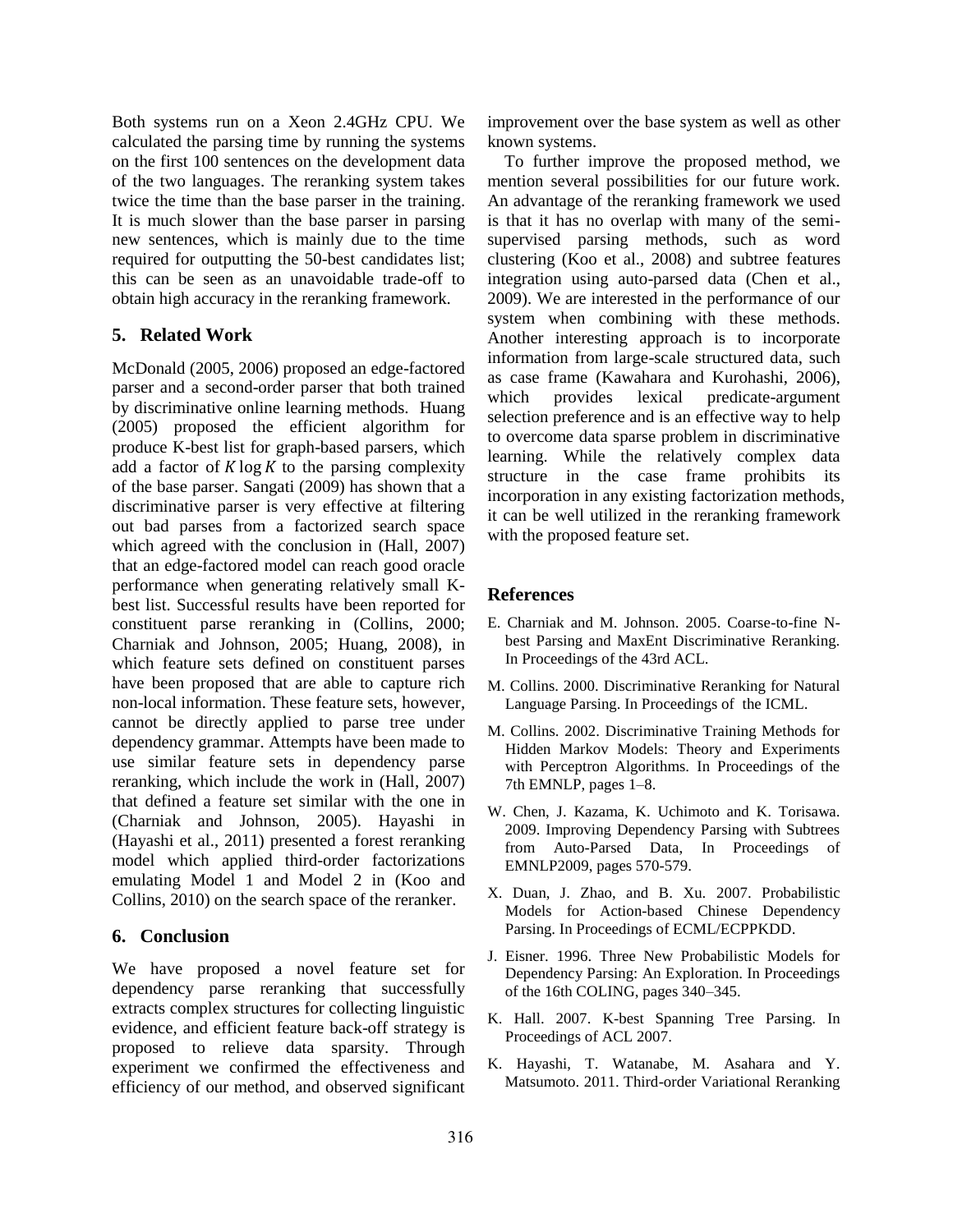Both systems run on a Xeon 2.4GHz CPU. We calculated the parsing time by running the systems on the first 100 sentences on the development data of the two languages. The reranking system takes twice the time than the base parser in the training. It is much slower than the base parser in parsing new sentences, which is mainly due to the time required for outputting the 50-best candidates list; this can be seen as an unavoidable trade-off to obtain high accuracy in the reranking framework.

## 5. Related Work

McDonald (2005, 2006) proposed an edge-factored parser and a second-order parser that both trained by discriminative online learning methods. Huang (2005) proposed the efficient algorithm for produce K-best list for graph-based parsers, which add a factor of $K \log K$ to the parsing complexity of the base parser. Sangati (2009) has shown that a discriminative parser is very effective at filtering out bad parses from a factorized search space which agreed with the conclusion in (Hall, 2007) that an edge-factored model can reach good oracle performance when generating relatively small K-best list. Successful results have been reported for constituent parse reranking in (Collins, 2000; Charniak and Johnson, 2005; Huang, 2008), in which feature sets defined on constituent parses have been proposed that are able to capture rich non-local information. These feature sets, however, cannot be directly applied to parse tree under dependency grammar. Attempts have been made to use similar feature sets in dependency parse reranking, which include the work in (Hall, 2007) that defined a feature set similar with the one in (Charniak and Johnson, 2005). Hayashi in (Hayashi et al., 2011) presented a forest reranking model which applied third-order factorizations emulating Model 1 and Model 2 in (Koo and Collins, 2010) on the search space of the reranker.

## 6. Conclusion

We have proposed a novel feature set for dependency parse reranking that successfully extracts complex structures for collecting linguistic evidence, and efficient feature back-off strategy is proposed to relieve data sparsity. Through experiment we confirmed the effectiveness and efficiency of our method, and observed significant improvement over the base system as well as other known systems.

To further improve the proposed method, we mention several possibilities for our future work. An advantage of the reranking framework we used is that it has no overlap with many of the semi-supervised parsing methods, such as word clustering (Koo et al., 2008) and subtree features integration using auto-parsed data (Chen et al., 2009). We are interested in the performance of our system when combining with these methods. Another interesting approach is to incorporate information from large-scale structured data, such as case frame (Kawahara and Kurohashi, 2006), which provides lexical predicate-argument selection preference and is an effective way to help to overcome data sparse problem in discriminative learning. While the relatively complex data structure in the case frame prohibits its incorporation in any existing factorization methods, it can be well utilized in the reranking framework with the proposed feature set.

## References

E. Charniak and M. Johnson. 2005. Coarse-to-fine N-best Parsing and MaxEnt Discriminative Reranking. In Proceedings of the 43rd ACL.

M. Collins. 2000. Discriminative Reranking for Natural Language Parsing. In Proceedings of the ICML.

M. Collins. 2002. Discriminative Training Methods for Hidden Markov Models: Theory and Experiments with Perceptron Algorithms. In Proceedings of the 7th EMNLP, pages 1–8.

W. Chen, J. Kazama, K. Uchimoto and K. Torisawa. 2009. Improving Dependency Parsing with Subtrees from Auto-Parsed Data, In Proceedings of EMNLP2009, pages 570-579.

X. Duan, J. Zhao, and B. Xu. 2007. Probabilistic Models for Action-based Chinese Dependency Parsing. In Proceedings of ECML/ECPPKDD.

J. Eisner. 1996. Three New Probabilistic Models for Dependency Parsing: An Exploration. In Proceedings of the 16th COLING, pages 340–345.

K. Hall. 2007. K-best Spanning Tree Parsing. In Proceedings of ACL 2007.

K. Hayashi, T. Watanabe, M. Asahara and Y. Matsumoto. 2011. Third-order Variational Reranking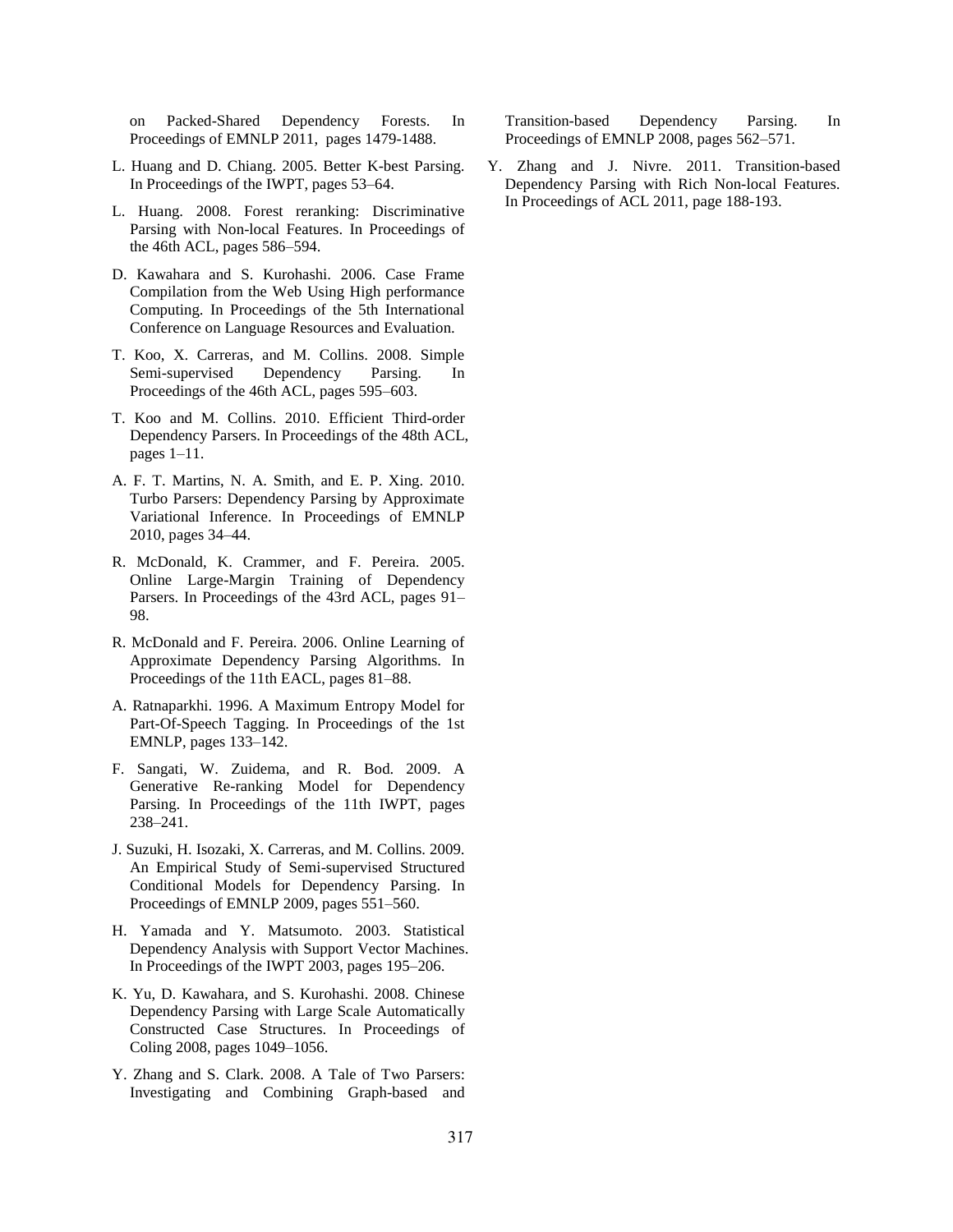on Packed-Shared Dependency Forests. In Proceedings of EMNLP 2011, pages 1479-1488.

L. Huang and D. Chiang. 2005. Better K-best Parsing. In Proceedings of the IWPT, pages 53–64.

L. Huang. 2008. Forest reranking: Discriminative Parsing with Non-local Features. In Proceedings of the 46th ACL, pages 586–594.

D. Kawahara and S. Kurohashi. 2006. Case Frame Compilation from the Web Using High performance Computing. In Proceedings of the 5th International Conference on Language Resources and Evaluation.

T. Koo, X. Carreras, and M. Collins. 2008. Simple Semi-supervised Dependency Parsing. In Proceedings of the 46th ACL, pages 595–603.

T. Koo and M. Collins. 2010. Efficient Third-order Dependency Parsers. In Proceedings of the 48th ACL, pages 1–11.

A. F. T. Martins, N. A. Smith, and E. P. Xing. 2010. Turbo Parsers: Dependency Parsing by Approximate Variational Inference. In Proceedings of EMNLP 2010, pages 34–44.

R. McDonald, K. Crammer, and F. Pereira. 2005. Online Large-Margin Training of Dependency Parsers. In Proceedings of the 43rd ACL, pages 91–98.

R. McDonald and F. Pereira. 2006. Online Learning of Approximate Dependency Parsing Algorithms. In Proceedings of the 11th EACL, pages 81–88.

A. Ratnaparkhi. 1996. A Maximum Entropy Model for Part-Of-Speech Tagging. In Proceedings of the 1st EMNLP, pages 133–142.

F. Sangati, W. Zuidema, and R. Bod. 2009. A Generative Re-ranking Model for Dependency Parsing. In Proceedings of the 11th IWPT, pages 238–241.

J. Suzuki, H. Isozaki, X. Carreras, and M. Collins. 2009. An Empirical Study of Semi-supervised Structured Conditional Models for Dependency Parsing. In Proceedings of EMNLP 2009, pages 551–560.

H. Yamada and Y. Matsumoto. 2003. Statistical Dependency Analysis with Support Vector Machines. In Proceedings of the IWPT 2003, pages 195–206.

K. Yu, D. Kawahara, and S. Kurohashi. 2008. Chinese Dependency Parsing with Large Scale Automatically Constructed Case Structures. In Proceedings of Coling 2008, pages 1049–1056.

Y. Zhang and S. Clark. 2008. A Tale of Two Parsers: Investigating and Combining Graph-based and Transition-based Dependency Parsing. In Proceedings of EMNLP 2008, pages 562–571.

Y. Zhang and J. Nivre. 2011. Transition-based Dependency Parsing with Rich Non-local Features. In Proceedings of ACL 2011, page 188-193.